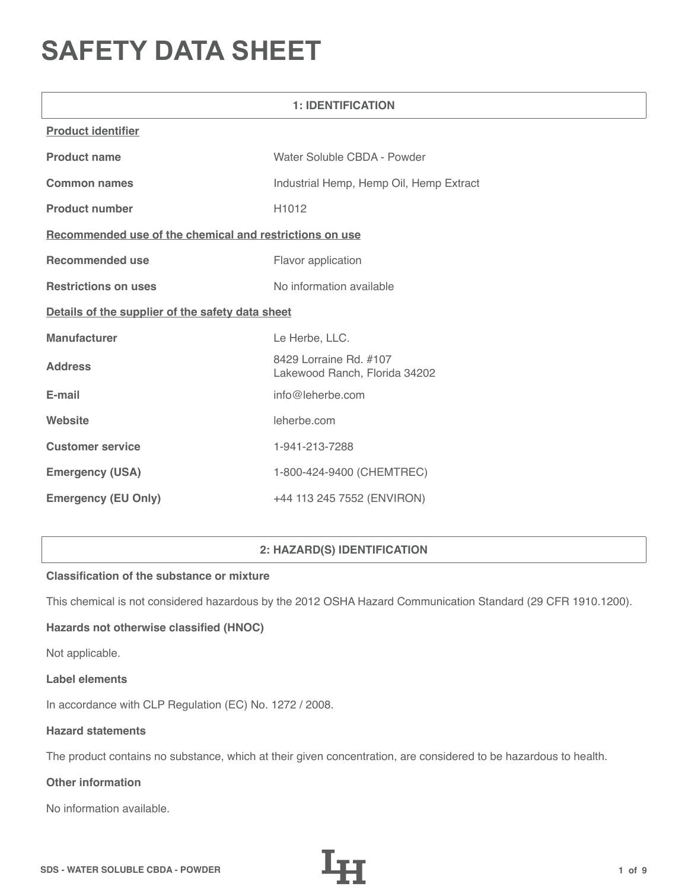# SAFETY DATA SHEET

## 1: IDENTIFICATION

**Product identifier**

| | |
|---|---|
| **Product name** | Water Soluble CBDA - Powder |
| **Common names** | Industrial Hemp, Hemp Oil, Hemp Extract |
| **Product number** | H1012 |

**Recommended use of the chemical and restrictions on use**

| | |
|---|---|
| **Recommended use** | Flavor application |
| **Restrictions on uses** | No information available |

**Details of the supplier of the safety data sheet**

| | |
|---|---|
| **Manufacturer** | Le Herbe, LLC. |
| **Address** | 8429 Lorraine Rd. #107<br>Lakewood Ranch, Florida 34202 |
| **E-mail** | info@leherbe.com |
| **Website** | leherbe.com |
| **Customer service** | 1-941-213-7288 |
| **Emergency (USA)** | 1-800-424-9400 (CHEMTREC) |
| **Emergency (EU Only)** | +44 113 245 7552 (ENVIRON) |

## 2: HAZARD(S) IDENTIFICATION

**Classification of the substance or mixture**

This chemical is not considered hazardous by the 2012 OSHA Hazard Communication Standard (29 CFR 1910.1200).

**Hazards not otherwise classified (HNOC)**

Not applicable.

**Label elements**

In accordance with CLP Regulation (EC) No. 1272 / 2008.

**Hazard statements**

The product contains no substance, which at their given concentration, are considered to be hazardous to health.

**Other information**

No information available.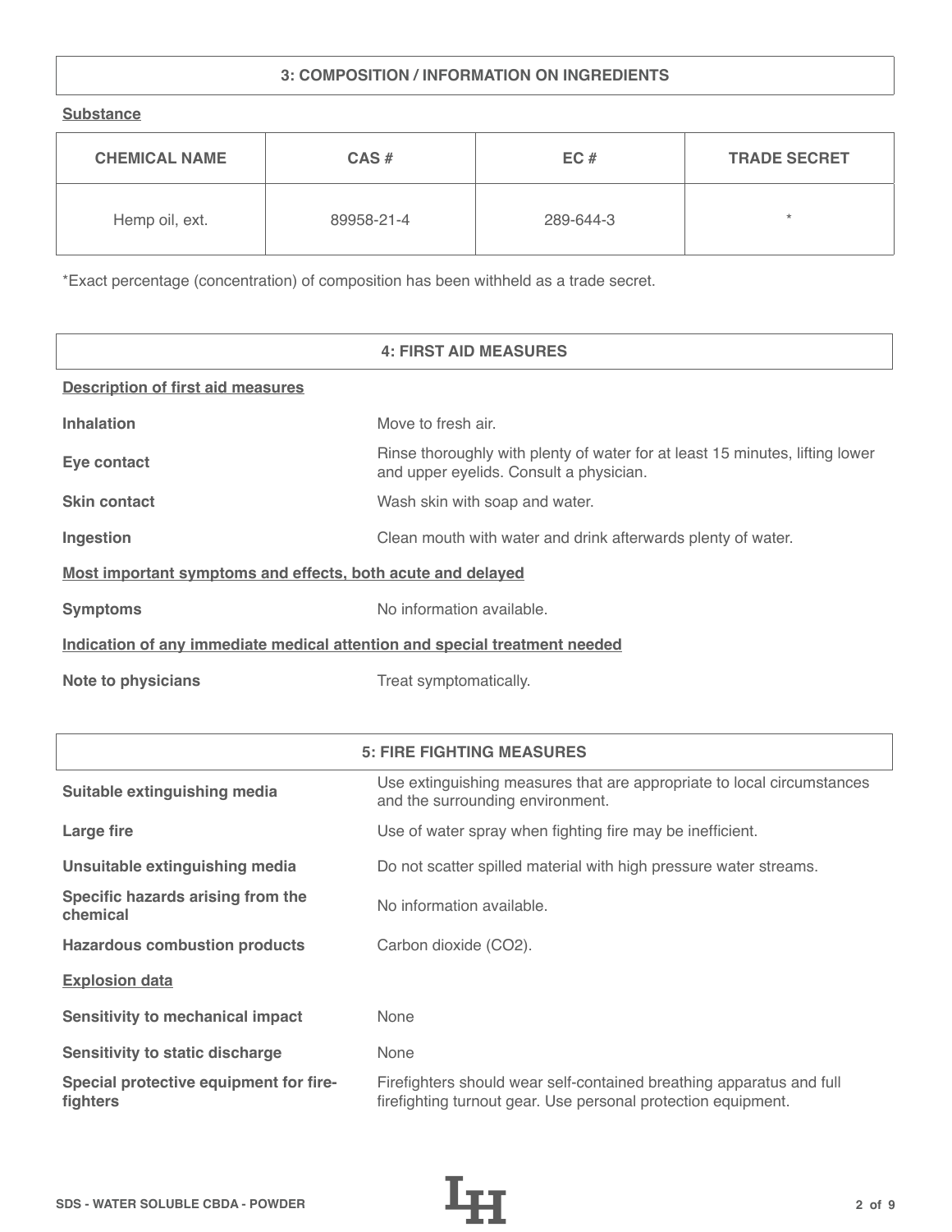## 3: COMPOSITION / INFORMATION ON INGREDIENTS

**Substance**

| CHEMICAL NAME | CAS # | EC # | TRADE SECRET |
|---|---|---|---|
| Hemp oil, ext. | 89958-21-4 | 289-644-3 | * |

*Exact percentage (concentration) of composition has been withheld as a trade secret.

## 4: FIRST AID MEASURES

**Description of first aid measures**

| | |
|---|---|
| **Inhalation** | Move to fresh air. |
| **Eye contact** | Rinse thoroughly with plenty of water for at least 15 minutes, lifting lower and upper eyelids. Consult a physician. |
| **Skin contact** | Wash skin with soap and water. |
| **Ingestion** | Clean mouth with water and drink afterwards plenty of water. |

**Most important symptoms and effects, both acute and delayed**

| | |
|---|---|
| **Symptoms** | No information available. |

**Indication of any immediate medical attention and special treatment needed**

| | |
|---|---|
| **Note to physicians** | Treat symptomatically. |

## 5: FIRE FIGHTING MEASURES

| | |
|---|---|
| **Suitable extinguishing media** | Use extinguishing measures that are appropriate to local circumstances and the surrounding environment. |
| **Large fire** | Use of water spray when fighting fire may be inefficient. |
| **Unsuitable extinguishing media** | Do not scatter spilled material with high pressure water streams. |
| **Specific hazards arising from the chemical** | No information available. |
| **Hazardous combustion products** | Carbon dioxide ($CO_2$). |

**Explosion data**

| | |
|---|---|
| **Sensitivity to mechanical impact** | None |
| **Sensitivity to static discharge** | None |
| **Special protective equipment for fire-fighters** | Firefighters should wear self-contained breathing apparatus and full firefighting turnout gear. Use personal protection equipment. |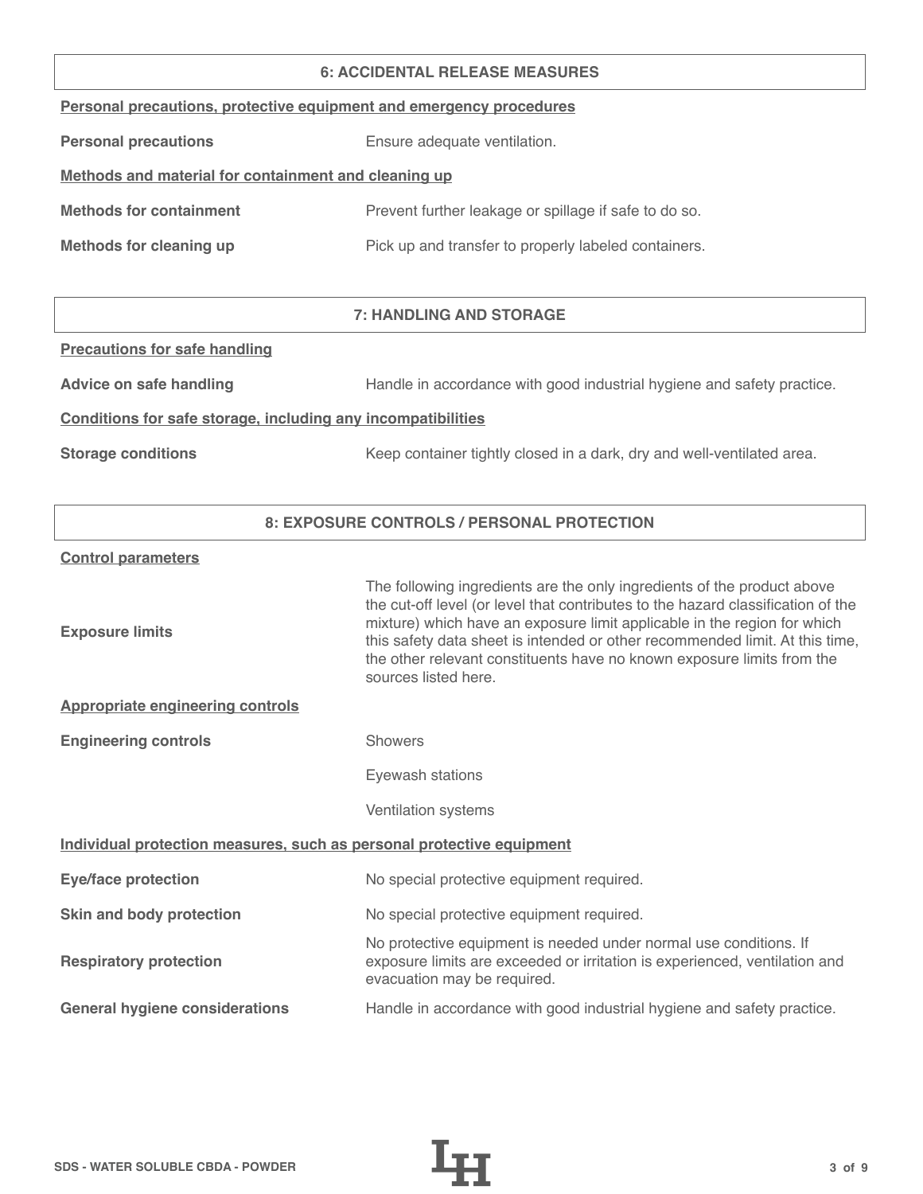## 6: ACCIDENTAL RELEASE MEASURES

**Personal precautions, protective equipment and emergency procedures**

| | |
|---|---|
| **Personal precautions** | Ensure adequate ventilation. |

**Methods and material for containment and cleaning up**

| | |
|---|---|
| **Methods for containment** | Prevent further leakage or spillage if safe to do so. |
| **Methods for cleaning up** | Pick up and transfer to properly labeled containers. |

## 7: HANDLING AND STORAGE

**Precautions for safe handling**

| | |
|---|---|
| **Advice on safe handling** | Handle in accordance with good industrial hygiene and safety practice. |

**Conditions for safe storage, including any incompatibilities**

| | |
|---|---|
| **Storage conditions** | Keep container tightly closed in a dark, dry and well-ventilated area. |

## 8: EXPOSURE CONTROLS / PERSONAL PROTECTION

**Control parameters**

| | |
|---|---|
| **Exposure limits** | The following ingredients are the only ingredients of the product above the cut-off level (or level that contributes to the hazard classification of the mixture) which have an exposure limit applicable in the region for which this safety data sheet is intended or other recommended limit. At this time, the other relevant constituents have no known exposure limits from the sources listed here. |

**Appropriate engineering controls**

| | |
|---|---|
| **Engineering controls** | Showers |
| | Eyewash stations |
| | Ventilation systems |

**Individual protection measures, such as personal protective equipment**

| | |
|---|---|
| **Eye/face protection** | No special protective equipment required. |
| **Skin and body protection** | No special protective equipment required. |
| **Respiratory protection** | No protective equipment is needed under normal use conditions. If exposure limits are exceeded or irritation is experienced, ventilation and evacuation may be required. |
| **General hygiene considerations** | Handle in accordance with good industrial hygiene and safety practice. |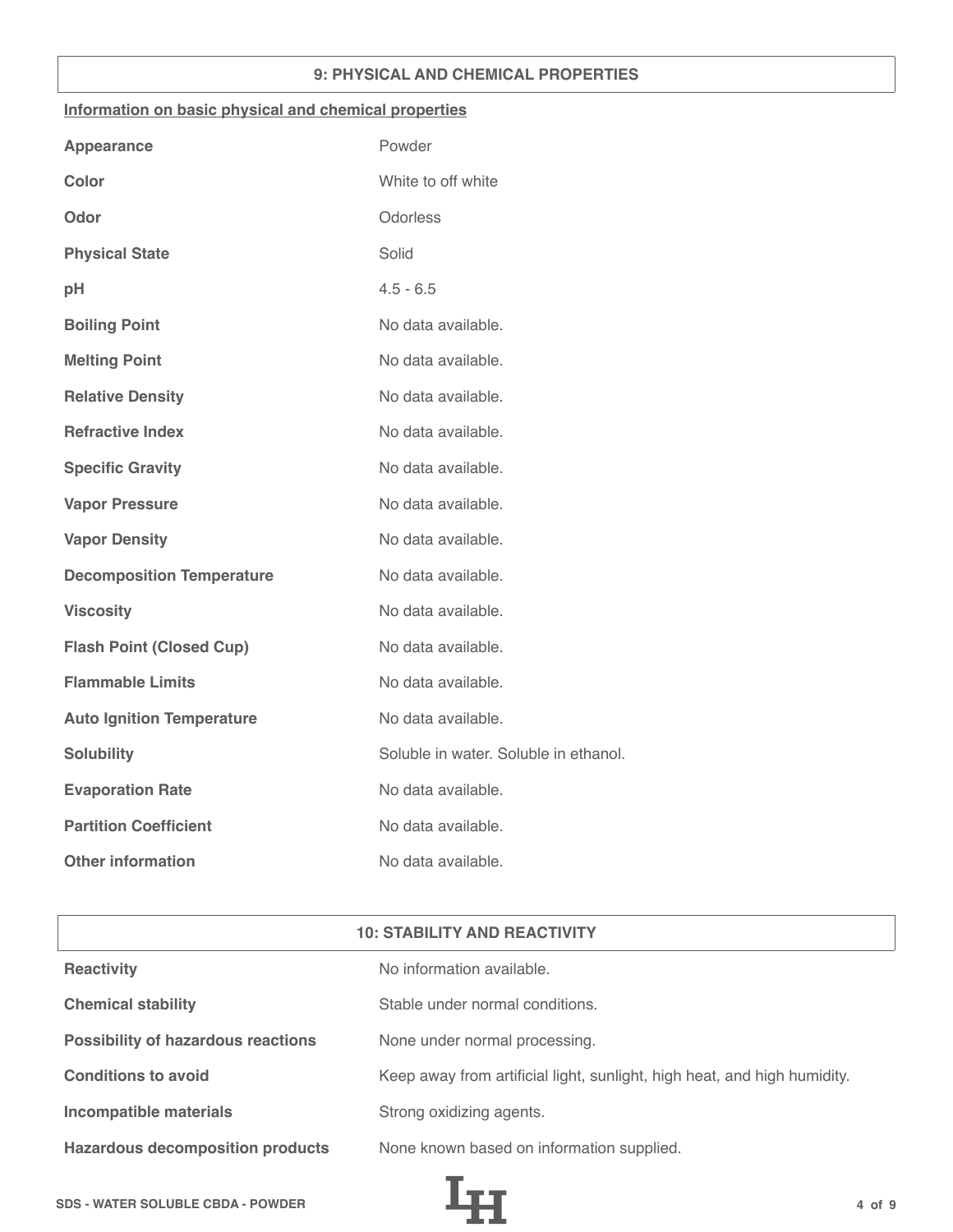## 9: PHYSICAL AND CHEMICAL PROPERTIES

**Information on basic physical and chemical properties**

| | |
|---|---|
| **Appearance** | Powder |
| **Color** | White to off white |
| **Odor** | Odorless |
| **Physical State** | Solid |
| **pH** | 4.5 - 6.5 |
| **Boiling Point** | No data available. |
| **Melting Point** | No data available. |
| **Relative Density** | No data available. |
| **Refractive Index** | No data available. |
| **Specific Gravity** | No data available. |
| **Vapor Pressure** | No data available. |
| **Vapor Density** | No data available. |
| **Decomposition Temperature** | No data available. |
| **Viscosity** | No data available. |
| **Flash Point (Closed Cup)** | No data available. |
| **Flammable Limits** | No data available. |
| **Auto Ignition Temperature** | No data available. |
| **Solubility** | Soluble in water. Soluble in ethanol. |
| **Evaporation Rate** | No data available. |
| **Partition Coefficient** | No data available. |
| **Other information** | No data available. |

## 10: STABILITY AND REACTIVITY

| | |
|---|---|
| **Reactivity** | No information available. |
| **Chemical stability** | Stable under normal conditions. |
| **Possibility of hazardous reactions** | None under normal processing. |
| **Conditions to avoid** | Keep away from artificial light, sunlight, high heat, and high humidity. |
| **Incompatible materials** | Strong oxidizing agents. |
| **Hazardous decomposition products** | None known based on information supplied. |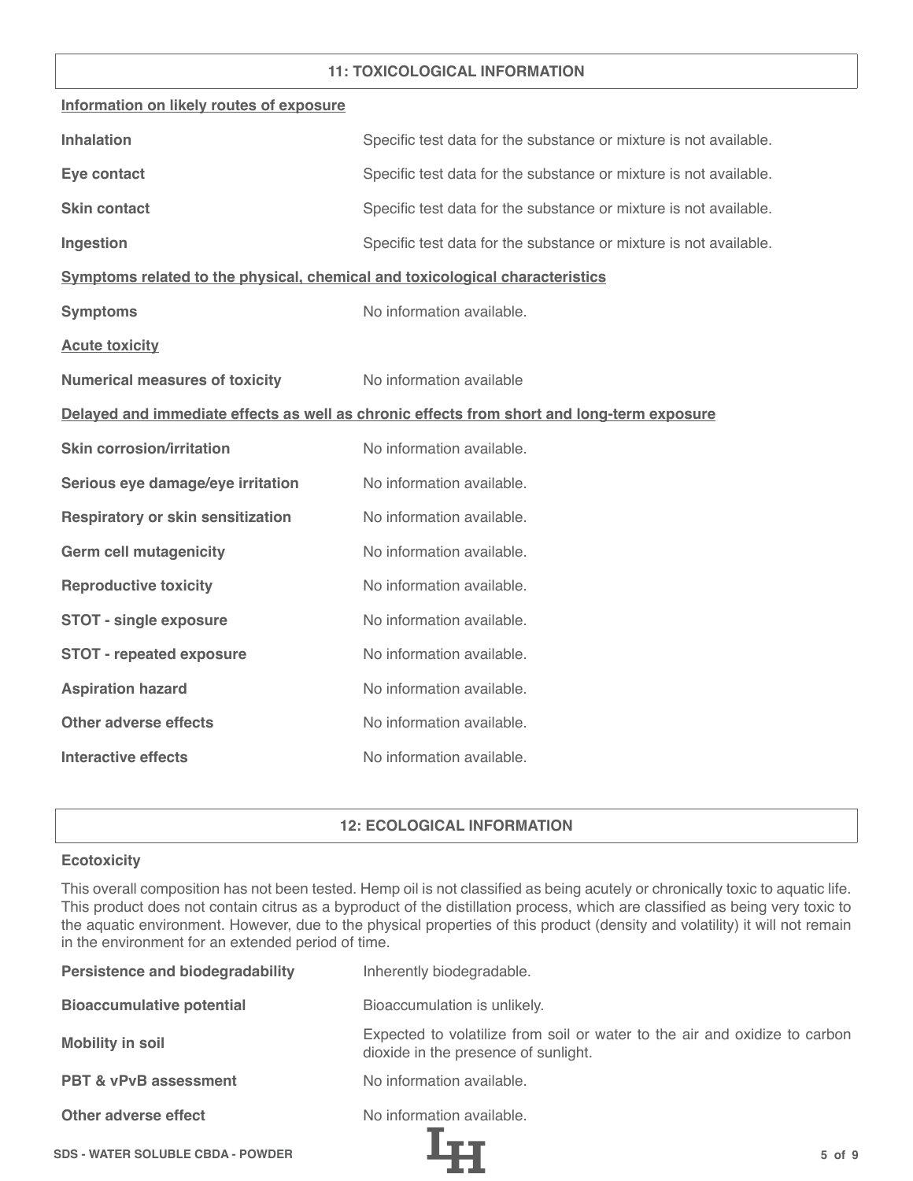## 11: TOXICOLOGICAL INFORMATION

**Information on likely routes of exposure**

| | |
|---|---|
| **Inhalation** | Specific test data for the substance or mixture is not available. |
| **Eye contact** | Specific test data for the substance or mixture is not available. |
| **Skin contact** | Specific test data for the substance or mixture is not available. |
| **Ingestion** | Specific test data for the substance or mixture is not available. |

**Symptoms related to the physical, chemical and toxicological characteristics**

| | |
|---|---|
| **Symptoms** | No information available. |

**Acute toxicity**

| | |
|---|---|
| **Numerical measures of toxicity** | No information available |

**Delayed and immediate effects as well as chronic effects from short and long-term exposure**

| | |
|---|---|
| **Skin corrosion/irritation** | No information available. |
| **Serious eye damage/eye irritation** | No information available. |
| **Respiratory or skin sensitization** | No information available. |
| **Germ cell mutagenicity** | No information available. |
| **Reproductive toxicity** | No information available. |
| **STOT - single exposure** | No information available. |
| **STOT - repeated exposure** | No information available. |
| **Aspiration hazard** | No information available. |
| **Other adverse effects** | No information available. |
| **Interactive effects** | No information available. |

## 12: ECOLOGICAL INFORMATION

**Ecotoxicity**

This overall composition has not been tested. Hemp oil is not classified as being acutely or chronically toxic to aquatic life. This product does not contain citrus as a byproduct of the distillation process, which are classified as being very toxic to the aquatic environment. However, due to the physical properties of this product (density and volatility) it will not remain in the environment for an extended period of time.

| | |
|---|---|
| **Persistence and biodegradability** | Inherently biodegradable. |
| **Bioaccumulative potential** | Bioaccumulation is unlikely. |
| **Mobility in soil** | Expected to volatilize from soil or water to the air and oxidize to carbon dioxide in the presence of sunlight. |
| **PBT & vPvB assessment** | No information available. |
| **Other adverse effect** | No information available. |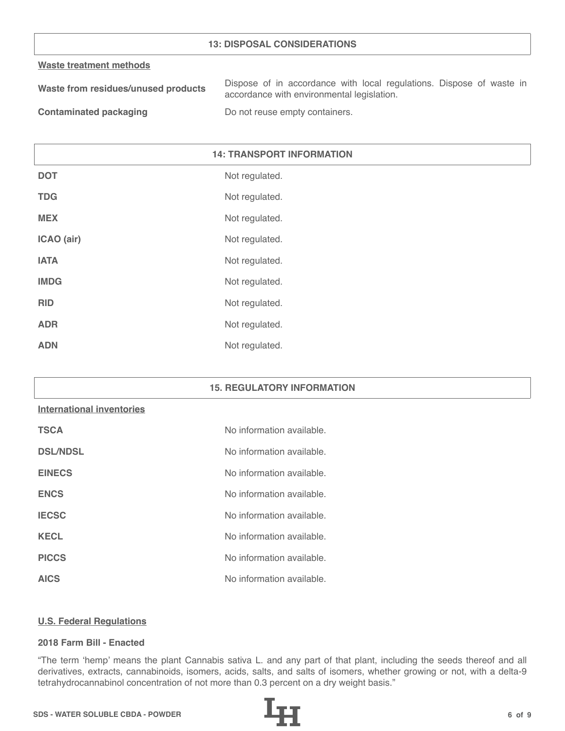## 13: DISPOSAL CONSIDERATIONS

**Waste treatment methods**

| | |
|---|---|
| **Waste from residues/unused products** | Dispose of in accordance with local regulations. Dispose of waste in accordance with environmental legislation. |
| **Contaminated packaging** | Do not reuse empty containers. |

## 14: TRANSPORT INFORMATION

| | |
|---|---|
| **DOT** | Not regulated. |
| **TDG** | Not regulated. |
| **MEX** | Not regulated. |
| **ICAO (air)** | Not regulated. |
| **IATA** | Not regulated. |
| **IMDG** | Not regulated. |
| **RID** | Not regulated. |
| **ADR** | Not regulated. |
| **ADN** | Not regulated. |

## 15. REGULATORY INFORMATION

**International inventories**

| | |
|---|---|
| **TSCA** | No information available. |
| **DSL/NDSL** | No information available. |
| **EINECS** | No information available. |
| **ENCS** | No information available. |
| **IECSC** | No information available. |
| **KECL** | No information available. |
| **PICCS** | No information available. |
| **AICS** | No information available. |

**U.S. Federal Regulations**

**2018 Farm Bill - Enacted**

“The term ‘hemp’ means the plant Cannabis sativa L. and any part of that plant, including the seeds thereof and all derivatives, extracts, cannabinoids, isomers, acids, salts, and salts of isomers, whether growing or not, with a delta-9 tetrahydrocannabinol concentration of not more than 0.3 percent on a dry weight basis.”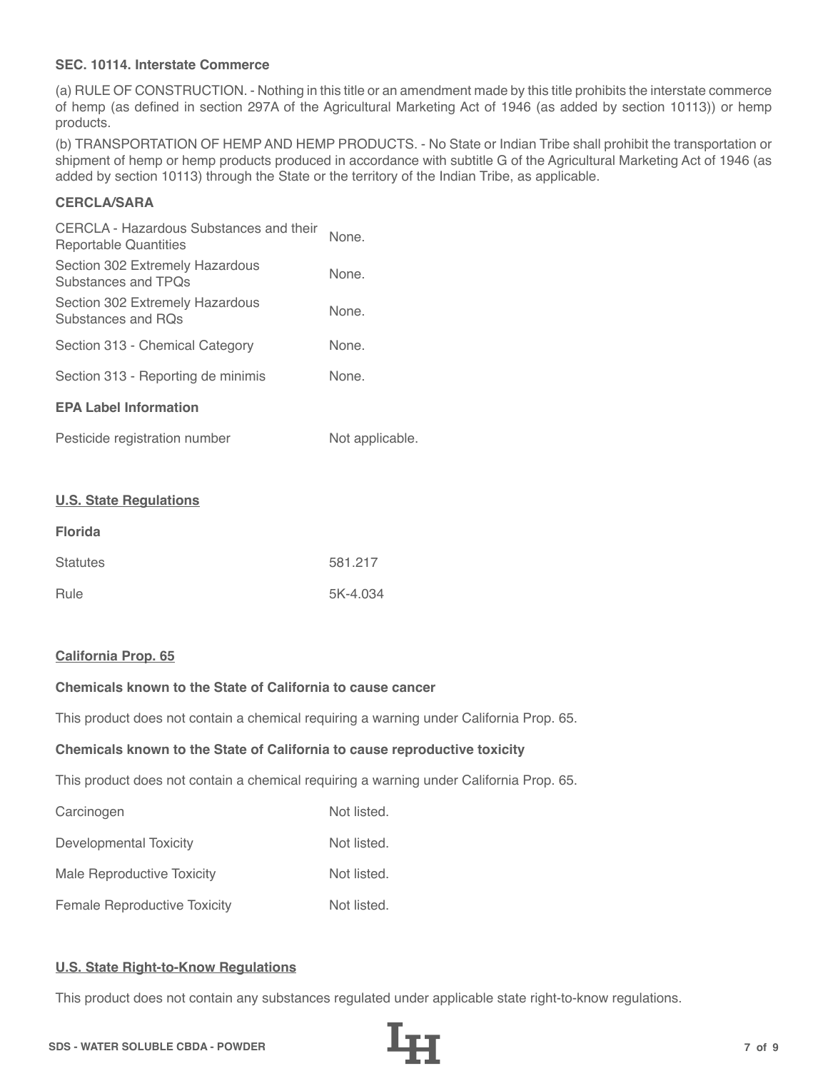**SEC. 10114. Interstate Commerce**

(a) RULE OF CONSTRUCTION. - Nothing in this title or an amendment made by this title prohibits the interstate commerce of hemp (as defined in section 297A of the Agricultural Marketing Act of 1946 (as added by section 10113)) or hemp products.

(b) TRANSPORTATION OF HEMP AND HEMP PRODUCTS. - No State or Indian Tribe shall prohibit the transportation or shipment of hemp or hemp products produced in accordance with subtitle G of the Agricultural Marketing Act of 1946 (as added by section 10113) through the State or the territory of the Indian Tribe, as applicable.

**CERCLA/SARA**

| | |
|---|---|
| CERCLA - Hazardous Substances and their Reportable Quantities | None. |
| Section 302 Extremely Hazardous Substances and TPQs | None. |
| Section 302 Extremely Hazardous Substances and RQs | None. |
| Section 313 - Chemical Category | None. |
| Section 313 - Reporting de minimis | None. |

**EPA Label Information**

| | |
|---|---|
| Pesticide registration number | Not applicable. |

**U.S. State Regulations**

**Florida**

| | |
|---|---|
| Statutes | 581.217 |
| Rule | 5K-4.034 |

**California Prop. 65**

**Chemicals known to the State of California to cause cancer**

This product does not contain a chemical requiring a warning under California Prop. 65.

**Chemicals known to the State of California to cause reproductive toxicity**

This product does not contain a chemical requiring a warning under California Prop. 65.

| | |
|---|---|
| Carcinogen | Not listed. |
| Developmental Toxicity | Not listed. |
| Male Reproductive Toxicity | Not listed. |
| Female Reproductive Toxicity | Not listed. |

**U.S. State Right-to-Know Regulations**

This product does not contain any substances regulated under applicable state right-to-know regulations.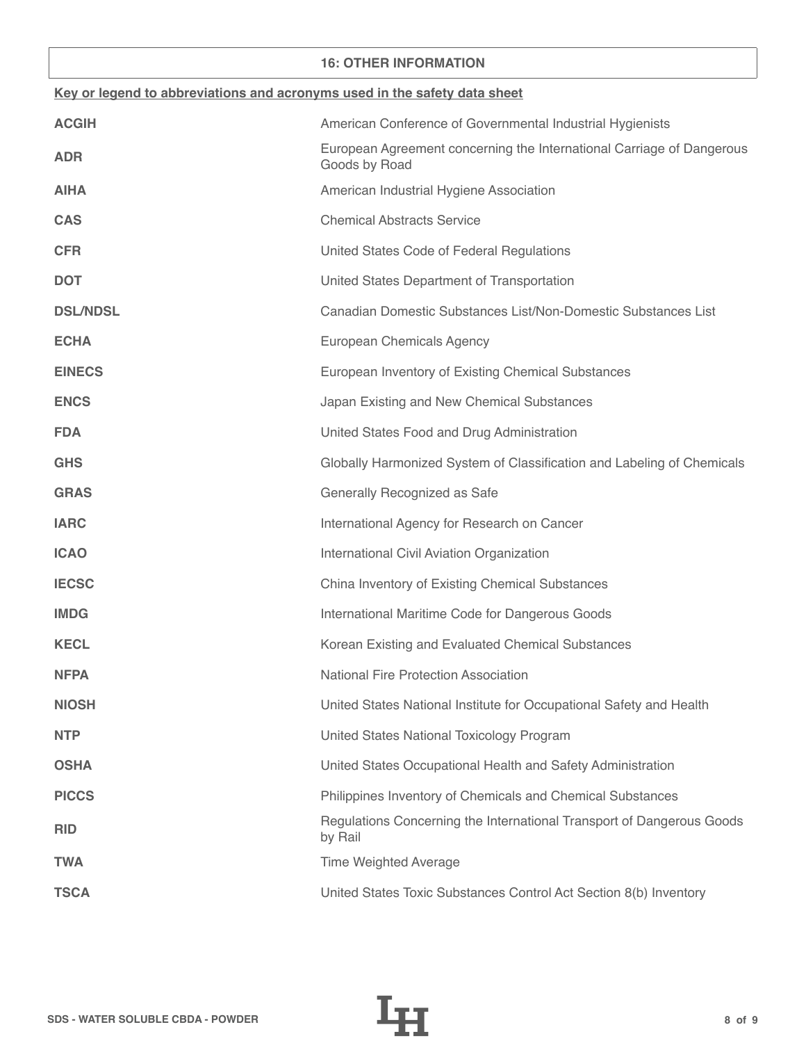## 16: OTHER INFORMATION

**Key or legend to abbreviations and acronyms used in the safety data sheet**

| | |
|---|---|
| **ACGIH** | American Conference of Governmental Industrial Hygienists |
| **ADR** | European Agreement concerning the International Carriage of Dangerous Goods by Road |
| **AIHA** | American Industrial Hygiene Association |
| **CAS** | Chemical Abstracts Service |
| **CFR** | United States Code of Federal Regulations |
| **DOT** | United States Department of Transportation |
| **DSL/NDSL** | Canadian Domestic Substances List/Non-Domestic Substances List |
| **ECHA** | European Chemicals Agency |
| **EINECS** | European Inventory of Existing Chemical Substances |
| **ENCS** | Japan Existing and New Chemical Substances |
| **FDA** | United States Food and Drug Administration |
| **GHS** | Globally Harmonized System of Classification and Labeling of Chemicals |
| **GRAS** | Generally Recognized as Safe |
| **IARC** | International Agency for Research on Cancer |
| **ICAO** | International Civil Aviation Organization |
| **IECSC** | China Inventory of Existing Chemical Substances |
| **IMDG** | International Maritime Code for Dangerous Goods |
| **KECL** | Korean Existing and Evaluated Chemical Substances |
| **NFPA** | National Fire Protection Association |
| **NIOSH** | United States National Institute for Occupational Safety and Health |
| **NTP** | United States National Toxicology Program |
| **OSHA** | United States Occupational Health and Safety Administration |
| **PICCS** | Philippines Inventory of Chemicals and Chemical Substances |
| **RID** | Regulations Concerning the International Transport of Dangerous Goods by Rail |
| **TWA** | Time Weighted Average |
| **TSCA** | United States Toxic Substances Control Act Section 8(b) Inventory |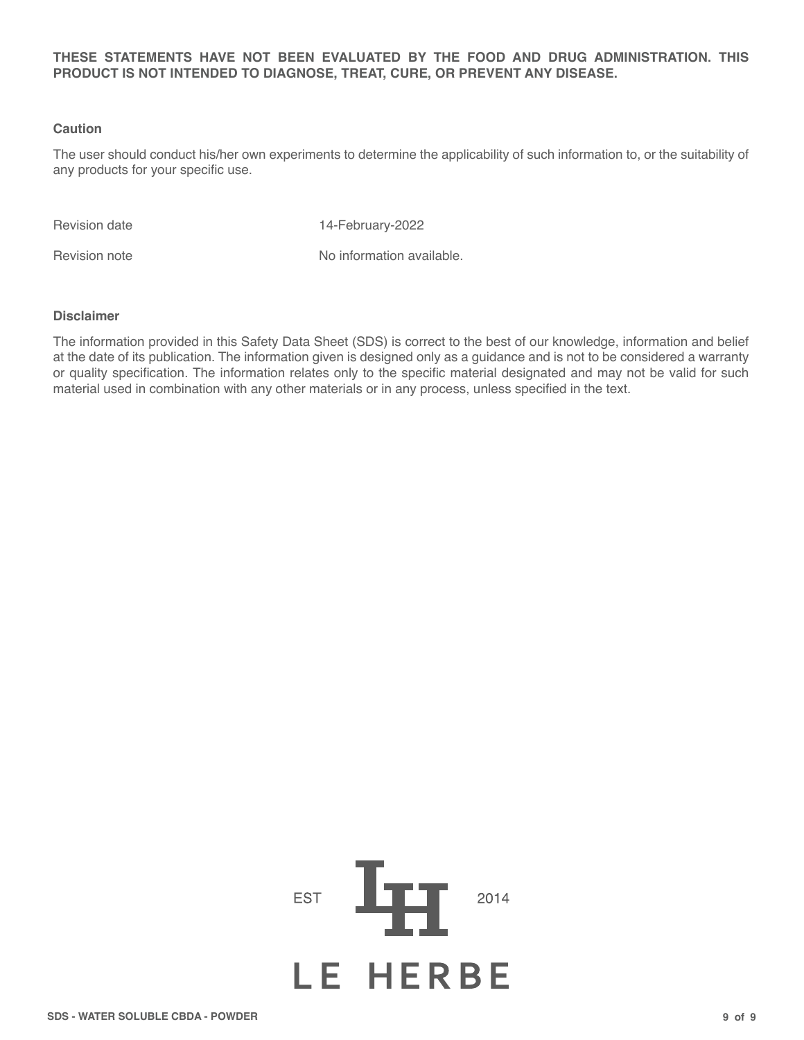**THESE STATEMENTS HAVE NOT BEEN EVALUATED BY THE FOOD AND DRUG ADMINISTRATION. THIS PRODUCT IS NOT INTENDED TO DIAGNOSE, TREAT, CURE, OR PREVENT ANY DISEASE.**

### Caution

The user should conduct his/her own experiments to determine the applicability of such information to, or the suitability of any products for your specific use.

| | |
|---|---|
| Revision date | 14-February-2022 |
| Revision note | No information available. |

### Disclaimer

The information provided in this Safety Data Sheet (SDS) is correct to the best of our knowledge, information and belief at the date of its publication. The information given is designed only as a guidance and is not to be considered a warranty or quality specification. The information relates only to the specific material designated and may not be valid for such material used in combination with any other materials or in any process, unless specified in the text.

EST 2014

LE HERBE